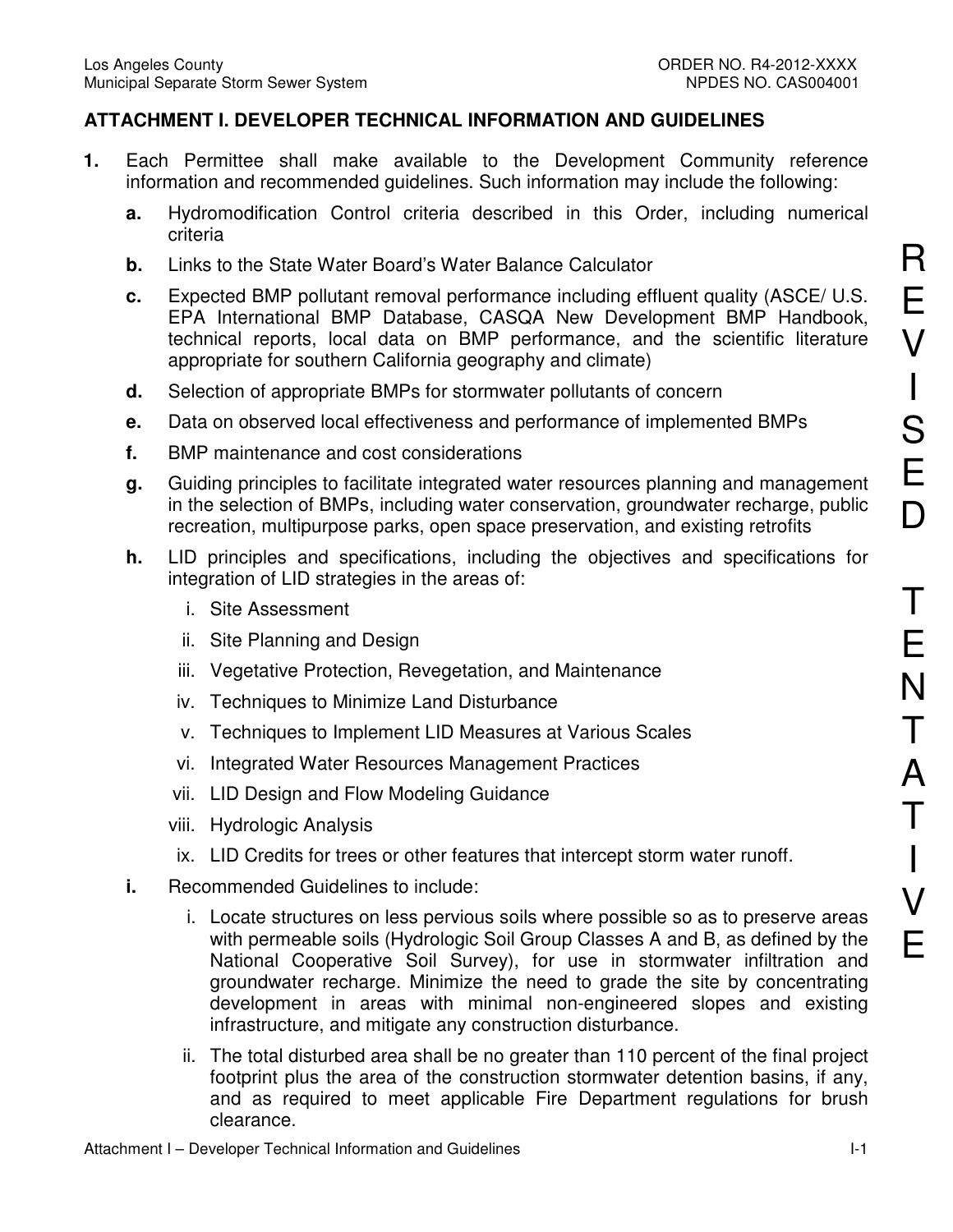# ATTACHMENT I. DEVELOPER TECHNICAL INFORMATION AND GUIDELINES

**1.** Each Permittee shall make available to the Development Community reference information and recommended guidelines. Such information may include the following:

   **a.** Hydromodification Control criteria described in this Order, including numerical criteria

   **b.** Links to the State Water Board's Water Balance Calculator

   **c.** Expected BMP pollutant removal performance including effluent quality (ASCE/ U.S. EPA International BMP Database, CASQA New Development BMP Handbook, technical reports, local data on BMP performance, and the scientific literature appropriate for southern California geography and climate)

   **d.** Selection of appropriate BMPs for stormwater pollutants of concern

   **e.** Data on observed local effectiveness and performance of implemented BMPs

   **f.** BMP maintenance and cost considerations

   **g.** Guiding principles to facilitate integrated water resources planning and management in the selection of BMPs, including water conservation, groundwater recharge, public recreation, multipurpose parks, open space preservation, and existing retrofits

   **h.** LID principles and specifications, including the objectives and specifications for integration of LID strategies in the areas of:

      i. Site Assessment

      ii. Site Planning and Design

      iii. Vegetative Protection, Revegetation, and Maintenance

      iv. Techniques to Minimize Land Disturbance

      v. Techniques to Implement LID Measures at Various Scales

      vi. Integrated Water Resources Management Practices

      vii. LID Design and Flow Modeling Guidance

      viii. Hydrologic Analysis

      ix. LID Credits for trees or other features that intercept storm water runoff.

   **i.** Recommended Guidelines to include:

      i. Locate structures on less pervious soils where possible so as to preserve areas with permeable soils (Hydrologic Soil Group Classes A and B, as defined by the National Cooperative Soil Survey), for use in stormwater infiltration and groundwater recharge. Minimize the need to grade the site by concentrating development in areas with minimal non-engineered slopes and existing infrastructure, and mitigate any construction disturbance.

      ii. The total disturbed area shall be no greater than 110 percent of the final project footprint plus the area of the construction stormwater detention basins, if any, and as required to meet applicable Fire Department regulations for brush clearance.

REVISED TENTATIVE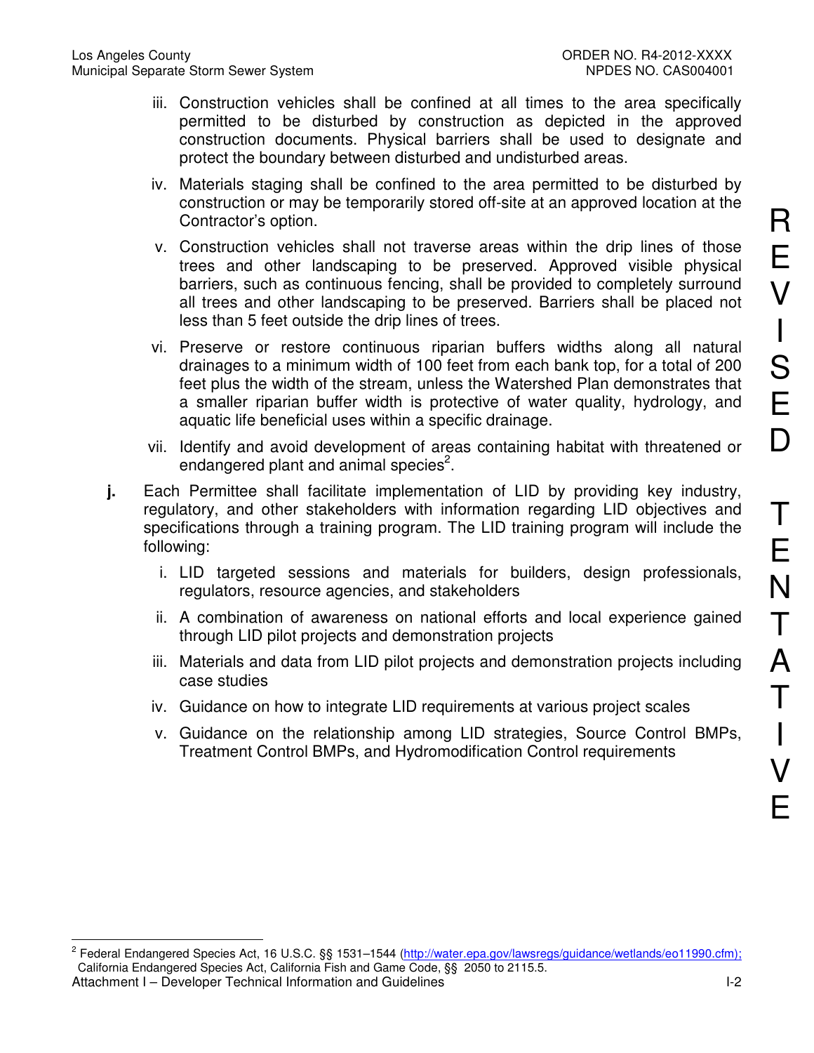iii. Construction vehicles shall be confined at all times to the area specifically permitted to be disturbed by construction as depicted in the approved construction documents. Physical barriers shall be used to designate and protect the boundary between disturbed and undisturbed areas.

iv. Materials staging shall be confined to the area permitted to be disturbed by construction or may be temporarily stored off-site at an approved location at the Contractor's option.

v. Construction vehicles shall not traverse areas within the drip lines of those trees and other landscaping to be preserved. Approved visible physical barriers, such as continuous fencing, shall be provided to completely surround all trees and other landscaping to be preserved. Barriers shall be placed not less than 5 feet outside the drip lines of trees.

vi. Preserve or restore continuous riparian buffers widths along all natural drainages to a minimum width of 100 feet from each bank top, for a total of 200 feet plus the width of the stream, unless the Watershed Plan demonstrates that a smaller riparian buffer width is protective of water quality, hydrology, and aquatic life beneficial uses within a specific drainage.

vii. Identify and avoid development of areas containing habitat with threatened or endangered plant and animal species[2].

**j.** Each Permittee shall facilitate implementation of LID by providing key industry, regulatory, and other stakeholders with information regarding LID objectives and specifications through a training program. The LID training program will include the following:

i. LID targeted sessions and materials for builders, design professionals, regulators, resource agencies, and stakeholders

ii. A combination of awareness on national efforts and local experience gained through LID pilot projects and demonstration projects

iii. Materials and data from LID pilot projects and demonstration projects including case studies

iv. Guidance on how to integrate LID requirements at various project scales

v. Guidance on the relationship among LID strategies, Source Control BMPs, Treatment Control BMPs, and Hydromodification Control requirements

REVISED TENTATIVE

[2] Federal Endangered Species Act, 16 U.S.C. §§ 1531–1544 (http://water.epa.gov/lawsregs/guidance/wetlands/eo11990.cfm); California Endangered Species Act, California Fish and Game Code, §§ 2050 to 2115.5.